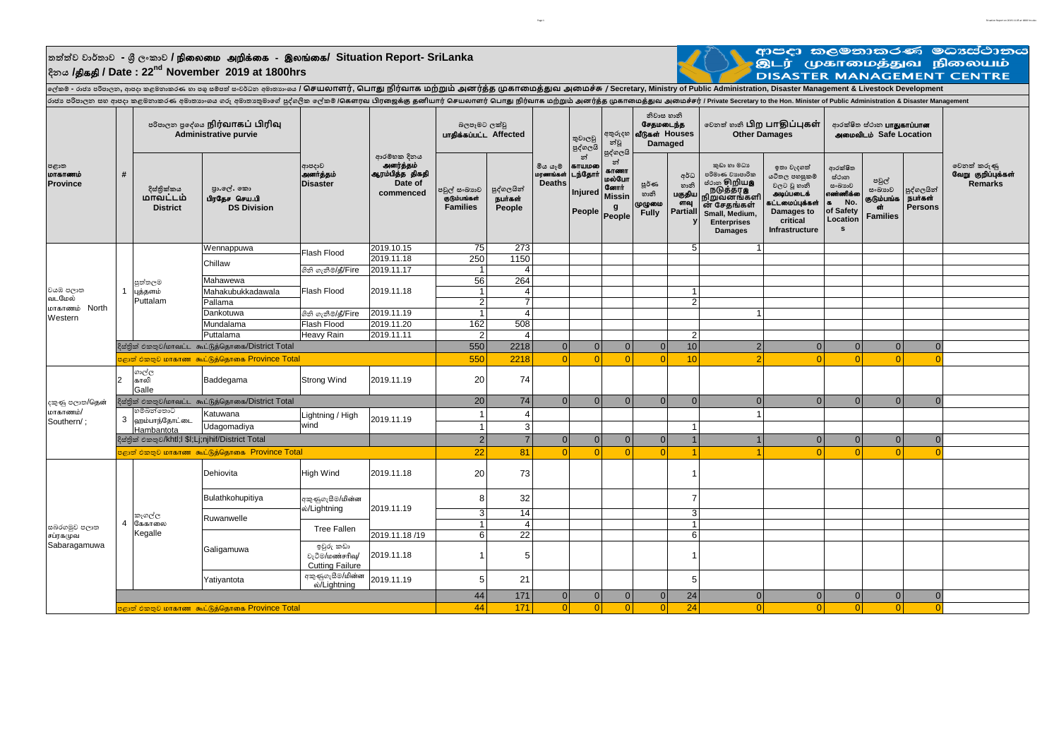# තත්ත්ව වාර්තාව - ශ්‍රී ලංකාව / நிலைமை அறிக்கை - இலங்கை/ Situation Report- SriLanka

## දිනය /திகதி / Date : 22nd November 2019 at 1800hrs

ආපදා කළමනාකරණ මධ්‍යස්ථානය
இடர் முகாமைத்துவ நிலையம்
DISASTER MANAGEMENT CENTRE

ලේකම් - රාජ්‍ය පරිපාලන, ආපදා කළමනාකරණ හා පශු සම්පත් සංවර්ධන අමාත්‍යාංශය / செயலாளர், பொது நிர்வாக மற்றும் அனர்த்த முகாமைத்துவ அமைச்சு / Secretary, Ministry of Public Administration, Disaster Management & Livestock Development

රාජ්‍ය පරිපාලන සහ ආපදා කළමනාකරණ අමාත්‍යාංශය ගරු අමාත්‍යතුමාගේ පුද්ගලික ලේකම් /கௌரவ பிரஜைக்கு தனியார் செயலாளர் பொது நிர்வாக மற்றும் அனர்த்த முகாமைத்துவ அமைச்சர் / Private Secretary to the Hon. Minister of Public Administration & Disaster Management

| පළාත மாகாணம் Province | # | පරිපාලන ප්‍රදේශය நிர்வாகப் பிரிவு Administrative purvie | | ආපදාව அனர்த்தம் Disaster | ආරම්භක දිනය அனர்த்தம் ஆரம்பித்த திகதி Date of commenced | බලපෑමට ලක්වූ பாதிக்கப்பட்ட Affected | | මිය යෑම් மரணங்கள் Deaths | තුවාලවූ පුද්ගලයින් காயமடைந்தோர் Injured People | අතුරුදහන්වූ පුද්ගලයින් காணாமல்போனோர் Missing People | නිවාස හානි சேதமடைந்த வீடுகள் Houses Damaged | | වෙනත් හානි பிற பாதிப்புகள் Other Damages | | ආරක්ෂිත ස්ථාන பாதுகாப்பான அமைவிடம் Safe Location | | | වෙනත් කරුණු வேறு குறிப்புக்கள் Remarks |
|---|---|---|---|---|---|---|---|---|---|---|---|---|---|---|---|---|---|---|
| | | දිස්ත්‍රික්කය மாவட்டம் District | ප්‍රා.ලේ. කො பிரதேச செய.பி DS Division | | | පවුල් සංඛ්‍යාව குடும்பங்கள் Families | පුද්ගලයින් நபர்கள் People | | | | පූර්ණ හානි முழுமை Fully | අර්ධ හානි பகுதியளவு Partially | කුඩා හා මධ්‍ය පරිමාණ ව්‍යාපාරික ස්ථාන சிறிய நடுத்தர நிறுவனங்களின் சேதங்கள் Small, Medium, Enterprises Damages | ඉතා වැදගත් යටිතල පහසුකම් වලට වූ හානි அடிப்படைக் கட்டமைப்புக்கள் Damages to critical Infrastructure | ආරක්ෂිත ස්ථාන සංඛ්‍යාව எண்ணிக்கை No. of Safety Locations | පවුල් සංඛ්‍යාව குடும்பங்கள் Families | පුද්ගලයින් நபர்கள் Persons | |
| වයඹ පළාත වடமேல் மாகாணம் North Western | 1 | පුත්තලම புத்தளம் Puttalam | Wennappuwa | Flash Flood | 2019.10.15 | 75 | 273 | | | | | 5 | 1 | | | | | |
| | | | Chillaw | Flash Flood | 2019.11.18 | 250 | 1150 | | | | | | | | | | | |
| | | | | ගිනි ගැනීම/தீ/Fire | 2019.11.17 | 1 | 4 | | | | | | | | | | | |
| | | | Mahawewa | Flash Flood | 2019.11.18 | 56 | 264 | | | | | | | | | | | |
| | | | Mahakubukkadawala | Flash Flood | 2019.11.18 | 1 | 4 | | | | | 1 | | | | | | |
| | | | Pallama | Flash Flood | 2019.11.18 | 2 | 7 | | | | | 2 | | | | | | |
| | | | Dankotuwa | ගිනි ගැනීම/தீ/Fire | 2019.11.19 | 1 | 4 | | | | | | 1 | | | | | |
| | | | Mundalama | Flash Flood | 2019.11.20 | 162 | 508 | | | | | | | | | | | |
| | | | Puttalama | Heavy Rain | 2019.11.11 | 2 | 4 | | | | | 2 | | | | | | |
| | | දිස්ත්‍රික් එකතුව/மாவட்ட கூட்டுத்தொகை/District Total | | | | 550 | 2218 | 0 | 0 | 0 | 0 | 10 | 2 | 0 | 0 | 0 | 0 | |
| | | පළාත් එකතුව மாகாண கூட்டுத்தொகை Province Total | | | | 550 | 2218 | 0 | 0 | 0 | 0 | 10 | 2 | 0 | 0 | 0 | 0 | |
| දකුණු පළාත/தென் மாகாணம்/ Southern/ ; | 2 | ගාල්ල காலி Galle | Baddegama | Strong Wind | 2019.11.19 | 20 | 74 | | | | | | | | | | | |
| | | දිස්ත්‍රික් එකතුව/மாவட்ட கூட்டுத்தொகை/District Total | | | | 20 | 74 | 0 | 0 | 0 | 0 | 0 | 0 | 0 | 0 | 0 | 0 | |
| | 3 | හම්බන්තොට ஹம்பாந்தோட்டை Hambantota | Katuwana | Lightning / High wind | 2019.11.19 | 1 | 4 | | | | | | 1 | | | | | |
| | | | Udagomadiya | Lightning / High wind | 2019.11.19 | 1 | 3 | | | | | 1 | | | | | | |
| | | දිස්ත්‍රික් එකතුව/khtl;l $l;Lj;njhif/District Total | | | | 2 | 7 | 0 | 0 | 0 | 0 | 1 | 1 | 0 | 0 | 0 | 0 | |
| | | පළාත් එකතුව மாகாண கூட்டுத்தொகை Province Total | | | | 22 | 81 | 0 | 0 | 0 | 0 | 1 | 1 | 0 | 0 | 0 | 0 | |
| සබරගමුව පළාත சப்ரகமுவ Sabaragamuwa | 4 | කෑගල්ල கேகாலை Kegalle | Dehiovita | High Wind | 2019.11.18 | 20 | 73 | | | | | 1 | | | | | | |
| | | | Bulathkohupitiya | අකුණුගැසීම/மின்னல்/Lightning | 2019.11.19 | 8 | 32 | | | | | 7 | | | | | | |
| | | | Ruwanwelle | අකුණුගැසීම/மின்னல்/Lightning | 2019.11.19 | 3 | 14 | | | | | 3 | | | | | | |
| | | | | Tree Fallen | | 1 | 4 | | | | | 1 | | | | | | |
| | | | | Tree Fallen | 2019.11.18 /19 | 6 | 22 | | | | | 6 | | | | | | |
| | | | Galigamuwa | ඉවුරු කඩා වැටීම/மண்சரிவு/ Cutting Failure | 2019.11.18 | 1 | 5 | | | | | 1 | | | | | | |
| | | | Yatiyantota | අකුණුගැසීම/மின்னல்/Lightning | 2019.11.19 | 5 | 21 | | | | | 5 | | | | | | |
| | | | | | | 44 | 171 | 0 | 0 | 0 | 0 | 24 | 0 | 0 | 0 | 0 | 0 | |
| | | පළාත් එකතුව மாகாண கூட்டுத்தொகை Province Total | | | | 44 | 171 | 0 | 0 | 0 | 0 | 24 | 0 | 0 | 0 | 0 | 0 | |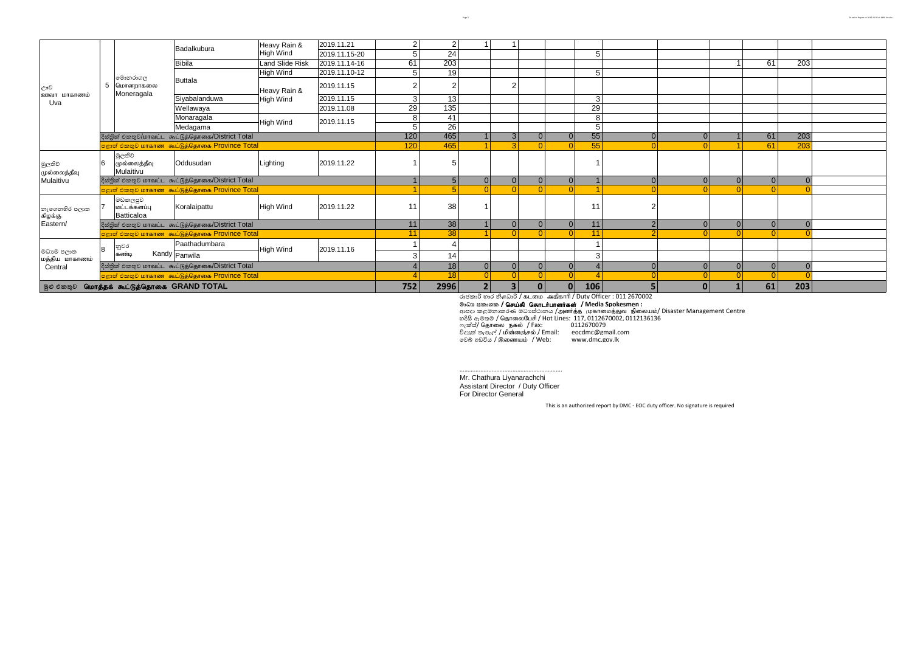| | | | | | | | | | | | | | | | | | | |
|---|---|---|---|---|---|---|---|---|---|---|---|---|---|---|---|---|---|---|
| ඌව ஊவா மாகாணம் Uva | 5 | මොනරාගල மொனறாகலை Moneragala | Badalkubura | Heavy Rain & High Wind | 2019.11.21 | 2 | 2 | 1 | 1 | | | | | | | | | |
| | | | | | 2019.11.15-20 | 5 | 24 | | | | | 5 | | | | | | |
| | | | Bibila | Land Slide Risk | 2019.11.14-16 | 61 | 203 | | | | | | | | 1 | 61 | 203 | |
| | | | Buttala | High Wind | 2019.11.10-12 | 5 | 19 | | | | | 5 | | | | | | |
| | | | | Heavy Rain & High Wind | 2019.11.15 | 2 | 2 | | 2 | | | | | | | | | |
| | | | Siyabalanduwa | | 2019.11.15 | 3 | 13 | | | | | 3 | | | | | | |
| | | | Wellawaya | | 2019.11.08 | 29 | 135 | | | | | 29 | | | | | | |
| | | | Monaragala | High Wind | 2019.11.15 | 8 | 41 | | | | | 8 | | | | | | |
| | | | Medagama | | | 5 | 26 | | | | | 5 | | | | | | |
| | | දිස්ත්‍රික් එකතුව/மாவட்ட கூட்டுத்தொகை/District Total | | | | 120 | 465 | 1 | 3 | 0 | 0 | 55 | 0 | 0 | 1 | 61 | 203 | |
| | | පළාත් එකතුව மாகாண கூட்டுத்தொகை Province Total | | | | 120 | 465 | 1 | 3 | 0 | 0 | 55 | 0 | 0 | 1 | 61 | 203 | |
| මුලතිව් முல்லைத்தீவு Mulaitivu | 6 | මුලතිව් முல்லைத்தீவு Mulaitivu | Oddusudan | Lighting | 2019.11.22 | 1 | 5 | | | | | 1 | | | | | | |
| | | දිස්ත්‍රික් එකතුව மாவட்ட கூட்டுத்தொகை/District Total | | | | 1 | 5 | 0 | 0 | 0 | 0 | 1 | 0 | 0 | 0 | 0 | 0 | |
| | | පළාත් එකතුව மாகாண கூட்டுத்தொகை Province Total | | | | 1 | 5 | 0 | 0 | 0 | 0 | 1 | 0 | 0 | 0 | 0 | 0 | |
| නැගෙනහිර පළාත கிழக்கு Eastern/ | 7 | මඩකලපුව மட்டக்களப்பு Batticaloa | Koralaipattu | High Wind | 2019.11.22 | 11 | 38 | 1 | | | | 11 | 2 | | | | | |
| | | දිස්ත්‍රික් එකතුව மாவட்ட கூட்டுத்தொகை/District Total | | | | 11 | 38 | 1 | 0 | 0 | 0 | 11 | 2 | 0 | 0 | 0 | 0 | |
| | | පළාත් එකතුව மாகாண கூட்டுத்தொகை Province Total | | | | 11 | 38 | 1 | 0 | 0 | 0 | 11 | 2 | 0 | 0 | 0 | 0 | |
| මධ්‍යම පළාත மத்திய மாகாணம் Central | 8 | නුවර கண்டி Kandy | Paathadumbara | High Wind | 2019.11.16 | 1 | 4 | | | | | 1 | | | | | | |
| | | | Panwila | | | 3 | 14 | | | | | 3 | | | | | | |
| | | දිස්ත්‍රික් එකතුව மாவட்ட கூட்டுத்தொகை/District Total | | | | 4 | 18 | 0 | 0 | 0 | 0 | 4 | 0 | 0 | 0 | 0 | 0 | |
| | | පළාත් එකතුව மாகாண கூட்டுத்தொகை Province Total | | | | 4 | 18 | 0 | 0 | 0 | 0 | 4 | 0 | 0 | 0 | 0 | 0 | |
| **මුළු එකතුව மொத்தக் கூட்டுத்தொகை GRAND TOTAL** | | | | | | **752** | **2996** | **2** | **3** | **0** | **0** | **106** | **5** | **0** | **1** | **61** | **203** | |

රාජකාරි භාර නිළධාරී / கடமை அதிகாரி / Duty Officer : 011 2670002

මාධ්‍ය ප්‍රකාශක / **செய்தி தொடர்பாளர்கள் / Media Spokesmen :**

ආපදා කළමනාකරණ මධ්‍යස්ථානය /அனர்த்த முகாமைத்துவ நிலையம்/ Disaster Management Centre

හදිසි ඇමතුම් / தொலைபேசி / Hot Lines: 117, 0112670002, 0112136136

ෆැක්ස්/ தொலை நகல் / Fax: 0112670079

විද්‍යුත් තැපැල් / மின்னஞ்சல் / Email: eocdmc@gmail.com

වෙබ් අඩවිය / இணையம் / Web: www.dmc.gov.lk

................................................................

Mr. Chathura Liyanarachchi

Assistant Director / Duty Officer

For Director General

This is an authorized report by DMC - EOC duty officer. No signature is required